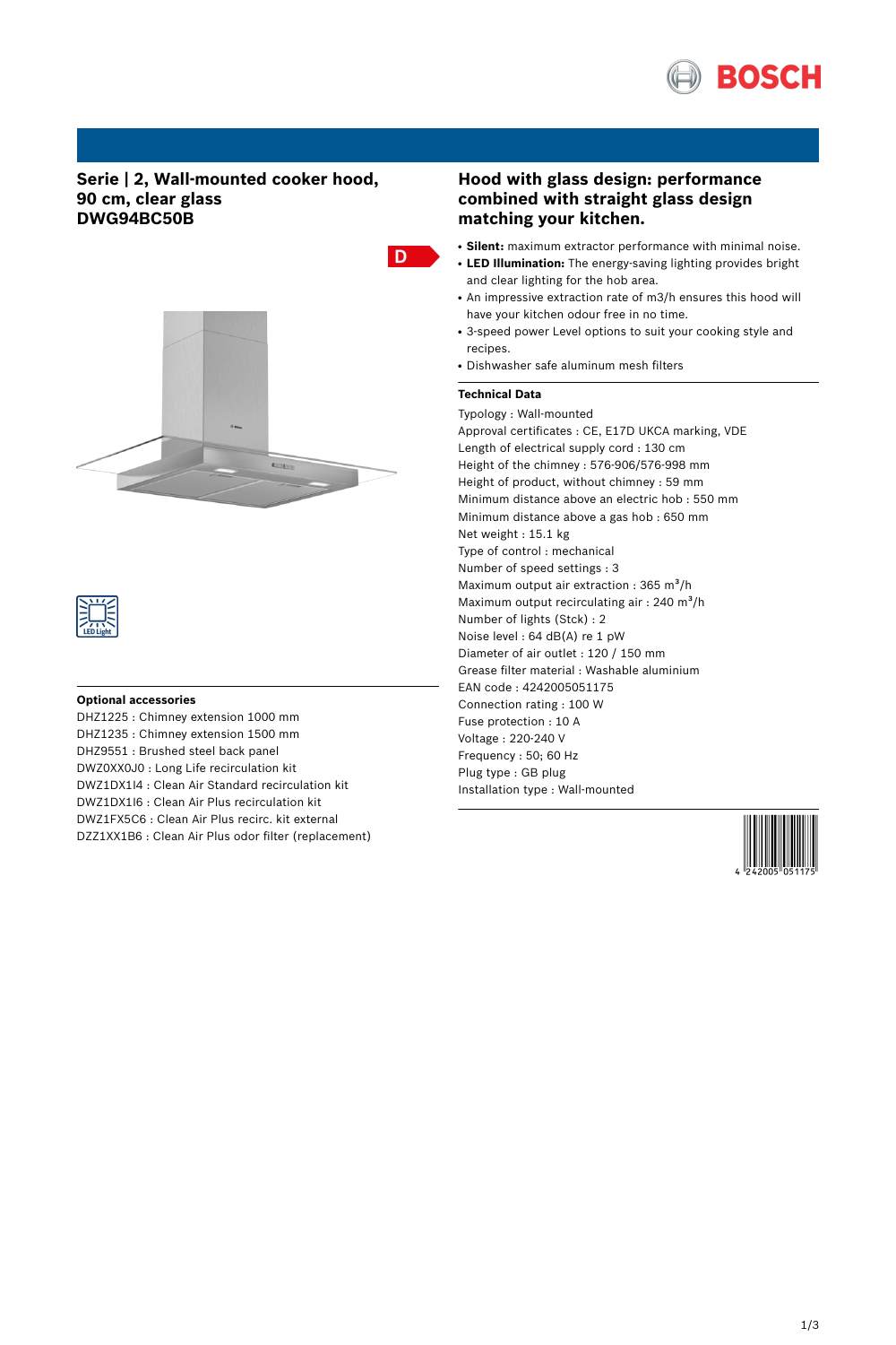# Serie | 2, Wall-mounted cooker hood, 90 cm, clear glass DWG94BC50B

D

LED Light

## Hood with glass design: performance combined with straight glass design matching your kitchen.

- **Silent:** maximum extractor performance with minimal noise.
- **LED Illumination:** The energy-saving lighting provides bright and clear lighting for the hob area.
- An impressive extraction rate of m3/h ensures this hood will have your kitchen odour free in no time.
- 3-speed power Level options to suit your cooking style and recipes.
- Dishwasher safe aluminum mesh filters

### Technical Data

Typology : Wall-mounted
Approval certificates : CE, E17D UKCA marking, VDE
Length of electrical supply cord : 130 cm
Height of the chimney : 576-906/576-998 mm
Height of product, without chimney : 59 mm
Minimum distance above an electric hob : 550 mm
Minimum distance above a gas hob : 650 mm
Net weight : 15.1 kg
Type of control : mechanical
Number of speed settings : 3
Maximum output air extraction : 365 $m^3$/h
Maximum output recirculating air : 240 $m^3$/h
Number of lights (Stck) : 2
Noise level : 64 dB(A) re 1 pW
Diameter of air outlet : 120 / 150 mm
Grease filter material : Washable aluminium
EAN code : 4242005051175
Connection rating : 100 W
Fuse protection : 10 A
Voltage : 220-240 V
Frequency : 50; 60 Hz
Plug type : GB plug
Installation type : Wall-mounted

### Optional accessories

DHZ1225 : Chimney extension 1000 mm
DHZ1235 : Chimney extension 1500 mm
DHZ9551 : Brushed steel back panel
DWZ0XX0J0 : Long Life recirculation kit
DWZ1DX1I4 : Clean Air Standard recirculation kit
DWZ1DX1I6 : Clean Air Plus recirculation kit
DWZ1FX5C6 : Clean Air Plus recirc. kit external
DZZ1XX1B6 : Clean Air Plus odor filter (replacement)

4 242005 051175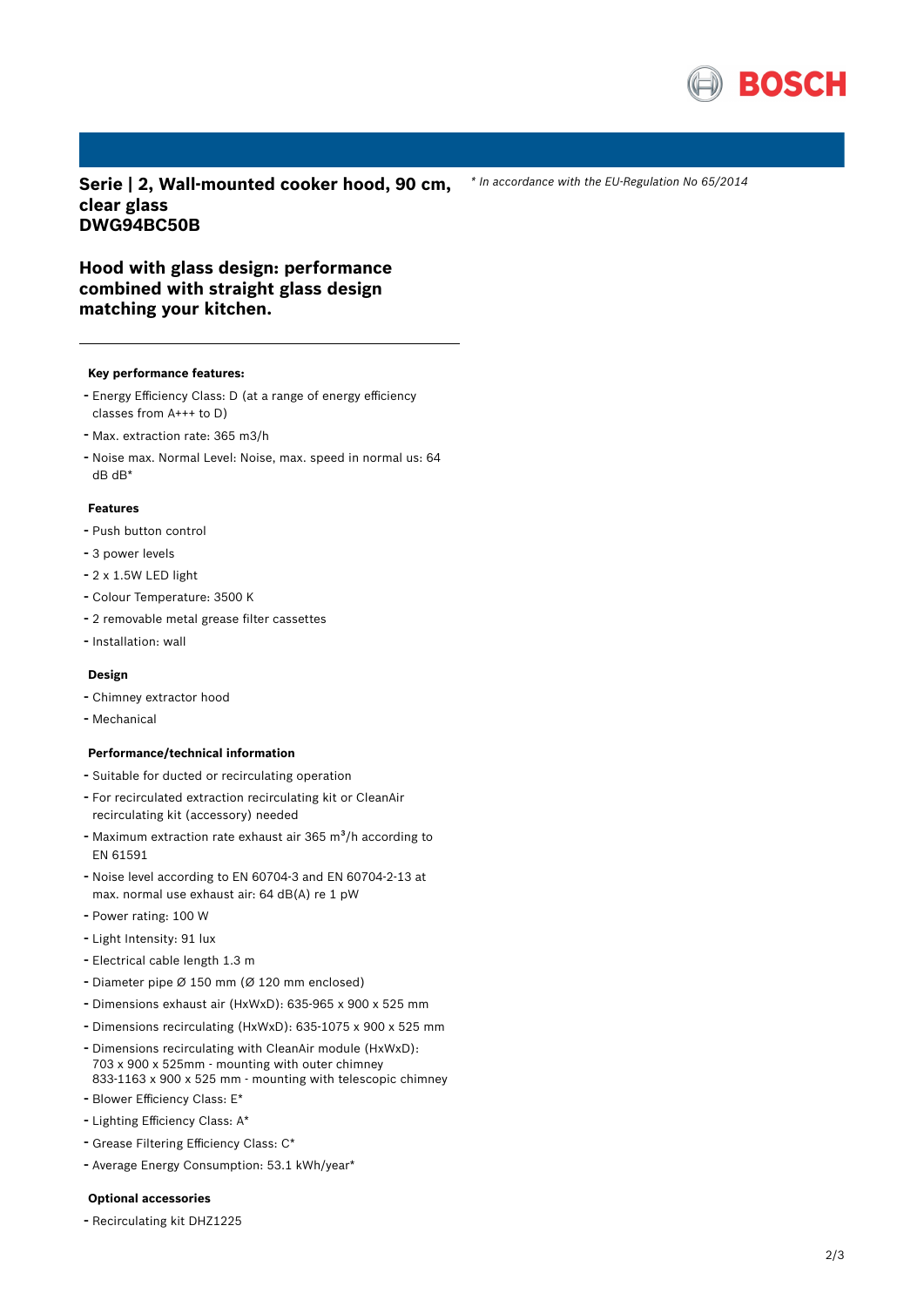## Serie | 2, Wall-mounted cooker hood, 90 cm, clear glass
## DWG94BC50B

*\* In accordance with the EU-Regulation No 65/2014*

### Hood with glass design: performance combined with straight glass design matching your kitchen.

---

**Key performance features:**

- Energy Efficiency Class: D (at a range of energy efficiency classes from A+++ to D)
- Max. extraction rate: 365 m3/h
- Noise max. Normal Level: Noise, max. speed in normal us: 64 dB dB*

**Features**

- Push button control
- 3 power levels
- 2 x 1.5W LED light
- Colour Temperature: 3500 K
- 2 removable metal grease filter cassettes
- Installation: wall

**Design**

- Chimney extractor hood
- Mechanical

**Performance/technical information**

- Suitable for ducted or recirculating operation
- For recirculated extraction recirculating kit or CleanAir recirculating kit (accessory) needed
- Maximum extraction rate exhaust air 365 $m^3$/h according to EN 61591
- Noise level according to EN 60704-3 and EN 60704-2-13 at max. normal use exhaust air: 64 dB(A) re 1 pW
- Power rating: 100 W
- Light Intensity: 91 lux
- Electrical cable length 1.3 m
- Diameter pipe Ø 150 mm (Ø 120 mm enclosed)
- Dimensions exhaust air (HxWxD): 635-965 x 900 x 525 mm
- Dimensions recirculating (HxWxD): 635-1075 x 900 x 525 mm
- Dimensions recirculating with CleanAir module (HxWxD): 703 x 900 x 525mm - mounting with outer chimney 833-1163 x 900 x 525 mm - mounting with telescopic chimney
- Blower Efficiency Class: E*
- Lighting Efficiency Class: A*
- Grease Filtering Efficiency Class: C*
- Average Energy Consumption: 53.1 kWh/year*

**Optional accessories**

- Recirculating kit DHZ1225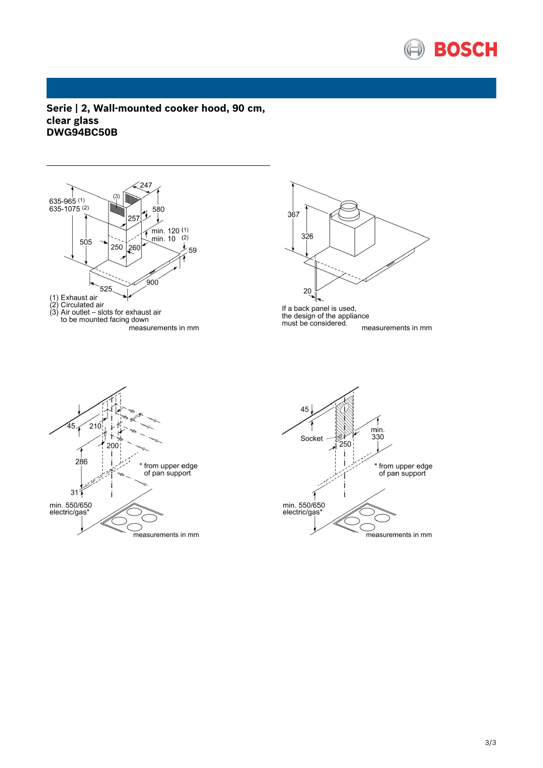# Serie | 2, Wall-mounted cooker hood, 90 cm, clear glass
# DWG94BC50B

635-965 (1)
635-1075 (2)
(3)
247
580
257
min. 120 (1)
min. 10 (2)
505
250
260
59
900
525

(1) Exhaust air
(2) Circulated air
(3) Air outlet – slots for exhaust air
to be mounted facing down

measurements in mm

367
326
20

If a back panel is used,
the design of the appliance
must be considered.

measurements in mm

45
210
200
286
31
min. 550/650
electric/gas*

* from upper edge
of pan support

measurements in mm

45
Socket
250
min.
330
min. 550/650
electric/gas*

* from upper edge
of pan support

measurements in mm